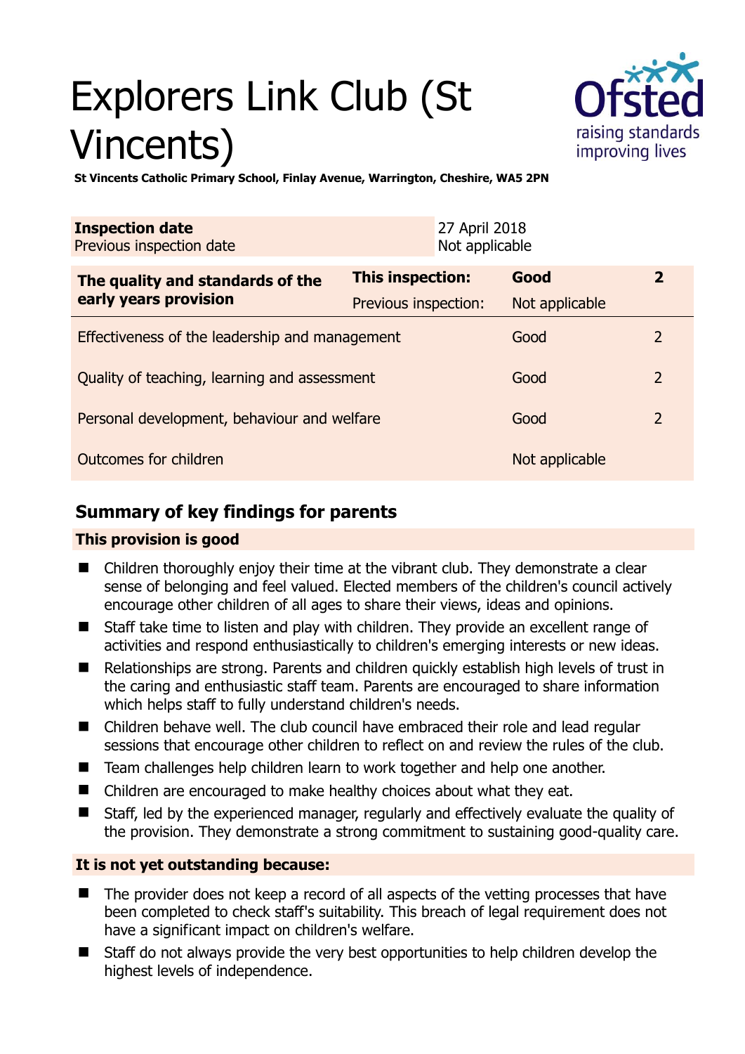# Explorers Link Club (St Vincents)

**St Vincents Catholic Primary School, Finlay Avenue, Warrington, Cheshire, WA5 2PN**

| | | | |
|---|---|---|---|
| **Inspection date** | | 27 April 2018 | |
| Previous inspection date | | Not applicable | |

| **The quality and standards of the early years provision** | **This inspection:** | **Good** | **2** |
|---|---|---|---|
| | Previous inspection: | Not applicable | |
| Effectiveness of the leadership and management | | Good | 2 |
| Quality of teaching, learning and assessment | | Good | 2 |
| Personal development, behaviour and welfare | | Good | 2 |
| Outcomes for children | | Not applicable | |

## Summary of key findings for parents

**This provision is good**

- Children thoroughly enjoy their time at the vibrant club. They demonstrate a clear sense of belonging and feel valued. Elected members of the children's council actively encourage other children of all ages to share their views, ideas and opinions.
- Staff take time to listen and play with children. They provide an excellent range of activities and respond enthusiastically to children's emerging interests or new ideas.
- Relationships are strong. Parents and children quickly establish high levels of trust in the caring and enthusiastic staff team. Parents are encouraged to share information which helps staff to fully understand children's needs.
- Children behave well. The club council have embraced their role and lead regular sessions that encourage other children to reflect on and review the rules of the club.
- Team challenges help children learn to work together and help one another.
- Children are encouraged to make healthy choices about what they eat.
- Staff, led by the experienced manager, regularly and effectively evaluate the quality of the provision. They demonstrate a strong commitment to sustaining good-quality care.

**It is not yet outstanding because:**

- The provider does not keep a record of all aspects of the vetting processes that have been completed to check staff's suitability. This breach of legal requirement does not have a significant impact on children's welfare.
- Staff do not always provide the very best opportunities to help children develop the highest levels of independence.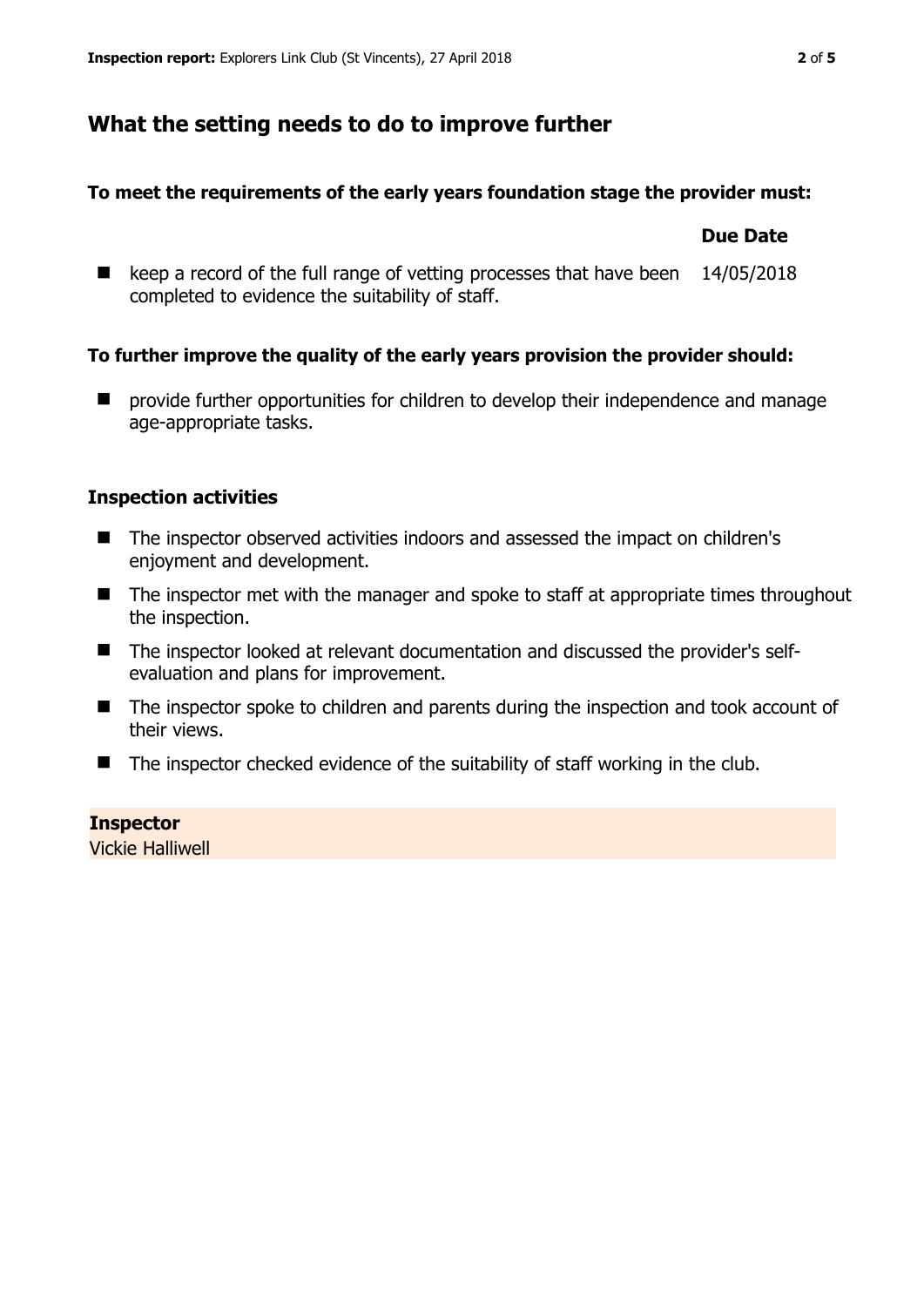## What the setting needs to do to improve further

### To meet the requirements of the early years foundation stage the provider must:

| | Due Date |
| --- | --- |
| keep a record of the full range of vetting processes that have been completed to evidence the suitability of staff. | 14/05/2018 |

### To further improve the quality of the early years provision the provider should:

- provide further opportunities for children to develop their independence and manage age-appropriate tasks.

### Inspection activities

- The inspector observed activities indoors and assessed the impact on children's enjoyment and development.
- The inspector met with the manager and spoke to staff at appropriate times throughout the inspection.
- The inspector looked at relevant documentation and discussed the provider's self-evaluation and plans for improvement.
- The inspector spoke to children and parents during the inspection and took account of their views.
- The inspector checked evidence of the suitability of staff working in the club.

**Inspector**
Vickie Halliwell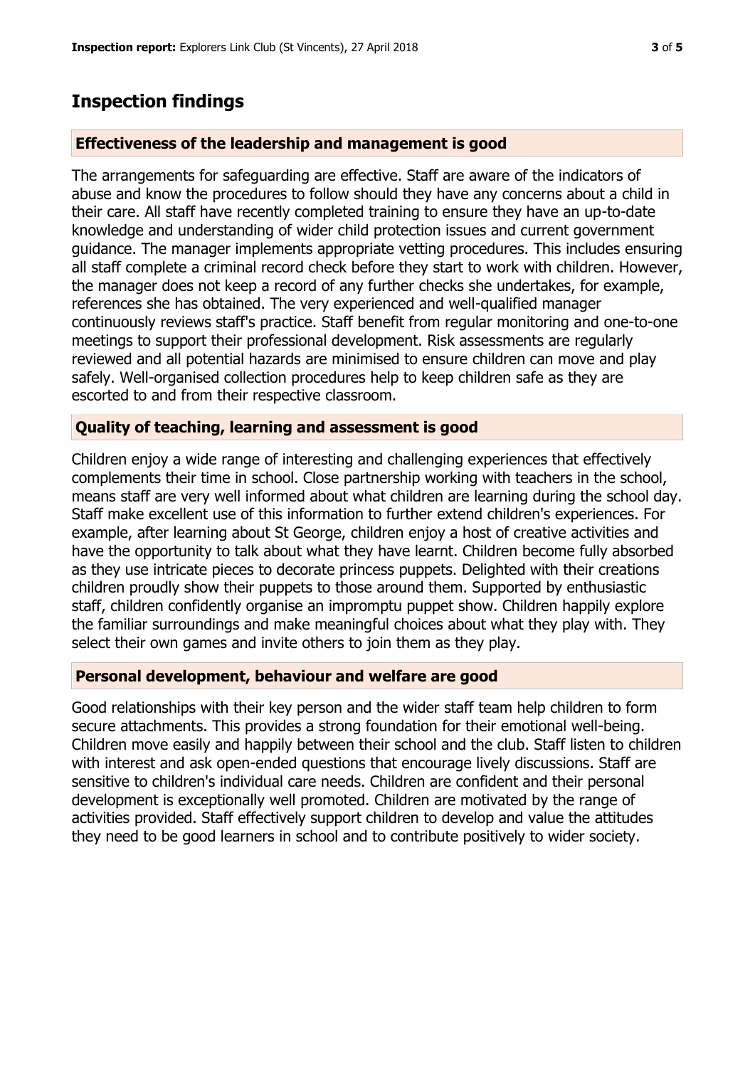## Inspection findings

### Effectiveness of the leadership and management is good

The arrangements for safeguarding are effective. Staff are aware of the indicators of abuse and know the procedures to follow should they have any concerns about a child in their care. All staff have recently completed training to ensure they have an up-to-date knowledge and understanding of wider child protection issues and current government guidance. The manager implements appropriate vetting procedures. This includes ensuring all staff complete a criminal record check before they start to work with children. However, the manager does not keep a record of any further checks she undertakes, for example, references she has obtained. The very experienced and well-qualified manager continuously reviews staff's practice. Staff benefit from regular monitoring and one-to-one meetings to support their professional development. Risk assessments are regularly reviewed and all potential hazards are minimised to ensure children can move and play safely. Well-organised collection procedures help to keep children safe as they are escorted to and from their respective classroom.

### Quality of teaching, learning and assessment is good

Children enjoy a wide range of interesting and challenging experiences that effectively complements their time in school. Close partnership working with teachers in the school, means staff are very well informed about what children are learning during the school day. Staff make excellent use of this information to further extend children's experiences. For example, after learning about St George, children enjoy a host of creative activities and have the opportunity to talk about what they have learnt. Children become fully absorbed as they use intricate pieces to decorate princess puppets. Delighted with their creations children proudly show their puppets to those around them. Supported by enthusiastic staff, children confidently organise an impromptu puppet show. Children happily explore the familiar surroundings and make meaningful choices about what they play with. They select their own games and invite others to join them as they play.

### Personal development, behaviour and welfare are good

Good relationships with their key person and the wider staff team help children to form secure attachments. This provides a strong foundation for their emotional well-being. Children move easily and happily between their school and the club. Staff listen to children with interest and ask open-ended questions that encourage lively discussions. Staff are sensitive to children's individual care needs. Children are confident and their personal development is exceptionally well promoted. Children are motivated by the range of activities provided. Staff effectively support children to develop and value the attitudes they need to be good learners in school and to contribute positively to wider society.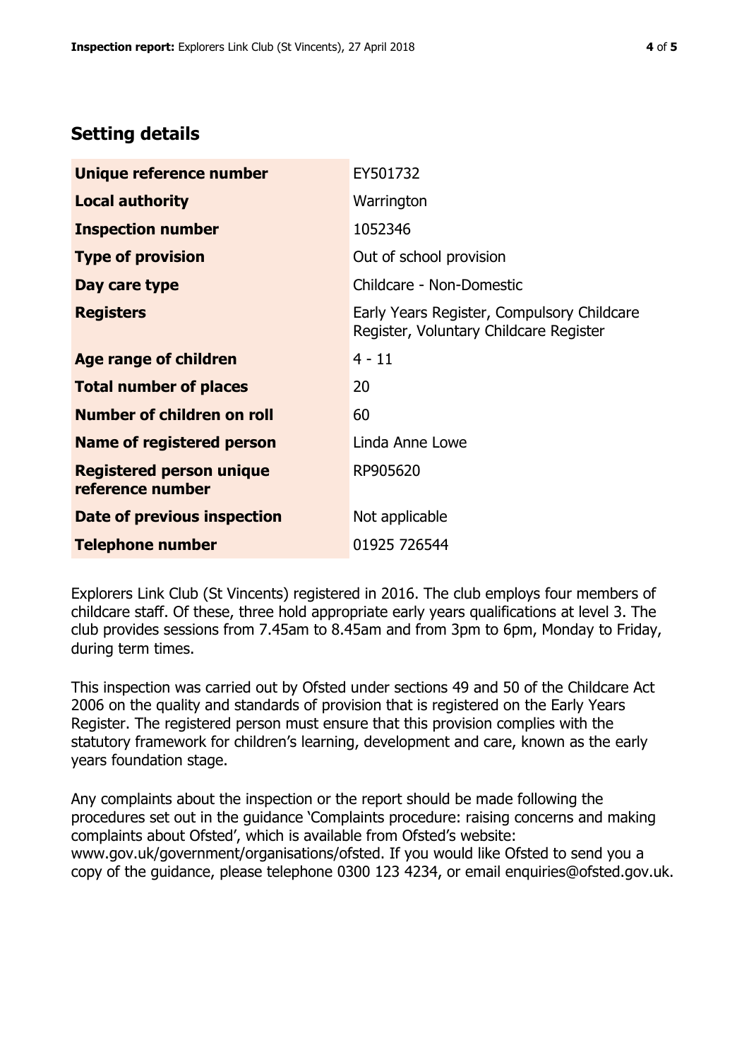## Setting details

| | |
|---|---|
| **Unique reference number** | EY501732 |
| **Local authority** | Warrington |
| **Inspection number** | 1052346 |
| **Type of provision** | Out of school provision |
| **Day care type** | Childcare - Non-Domestic |
| **Registers** | Early Years Register, Compulsory Childcare Register, Voluntary Childcare Register |
| **Age range of children** | 4 - 11 |
| **Total number of places** | 20 |
| **Number of children on roll** | 60 |
| **Name of registered person** | Linda Anne Lowe |
| **Registered person unique reference number** | RP905620 |
| **Date of previous inspection** | Not applicable |
| **Telephone number** | 01925 726544 |

Explorers Link Club (St Vincents) registered in 2016. The club employs four members of childcare staff. Of these, three hold appropriate early years qualifications at level 3. The club provides sessions from 7.45am to 8.45am and from 3pm to 6pm, Monday to Friday, during term times.

This inspection was carried out by Ofsted under sections 49 and 50 of the Childcare Act 2006 on the quality and standards of provision that is registered on the Early Years Register. The registered person must ensure that this provision complies with the statutory framework for children's learning, development and care, known as the early years foundation stage.

Any complaints about the inspection or the report should be made following the procedures set out in the guidance 'Complaints procedure: raising concerns and making complaints about Ofsted', which is available from Ofsted's website: www.gov.uk/government/organisations/ofsted. If you would like Ofsted to send you a copy of the guidance, please telephone 0300 123 4234, or email enquiries@ofsted.gov.uk.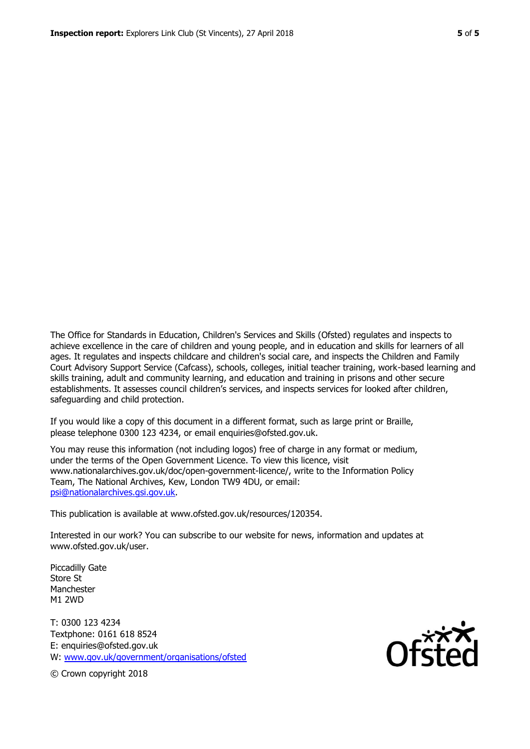The Office for Standards in Education, Children's Services and Skills (Ofsted) regulates and inspects to achieve excellence in the care of children and young people, and in education and skills for learners of all ages. It regulates and inspects childcare and children's social care, and inspects the Children and Family Court Advisory Support Service (Cafcass), schools, colleges, initial teacher training, work-based learning and skills training, adult and community learning, and education and training in prisons and other secure establishments. It assesses council children's services, and inspects services for looked after children, safeguarding and child protection.

If you would like a copy of this document in a different format, such as large print or Braille, please telephone 0300 123 4234, or email enquiries@ofsted.gov.uk.

You may reuse this information (not including logos) free of charge in any format or medium, under the terms of the Open Government Licence. To view this licence, visit www.nationalarchives.gov.uk/doc/open-government-licence/, write to the Information Policy Team, The National Archives, Kew, London TW9 4DU, or email: psi@nationalarchives.gsi.gov.uk.

This publication is available at www.ofsted.gov.uk/resources/120354.

Interested in our work? You can subscribe to our website for news, information and updates at www.ofsted.gov.uk/user.

Piccadilly Gate
Store St
Manchester
M1 2WD

T: 0300 123 4234
Textphone: 0161 618 8524
E: enquiries@ofsted.gov.uk
W: www.gov.uk/government/organisations/ofsted

© Crown copyright 2018